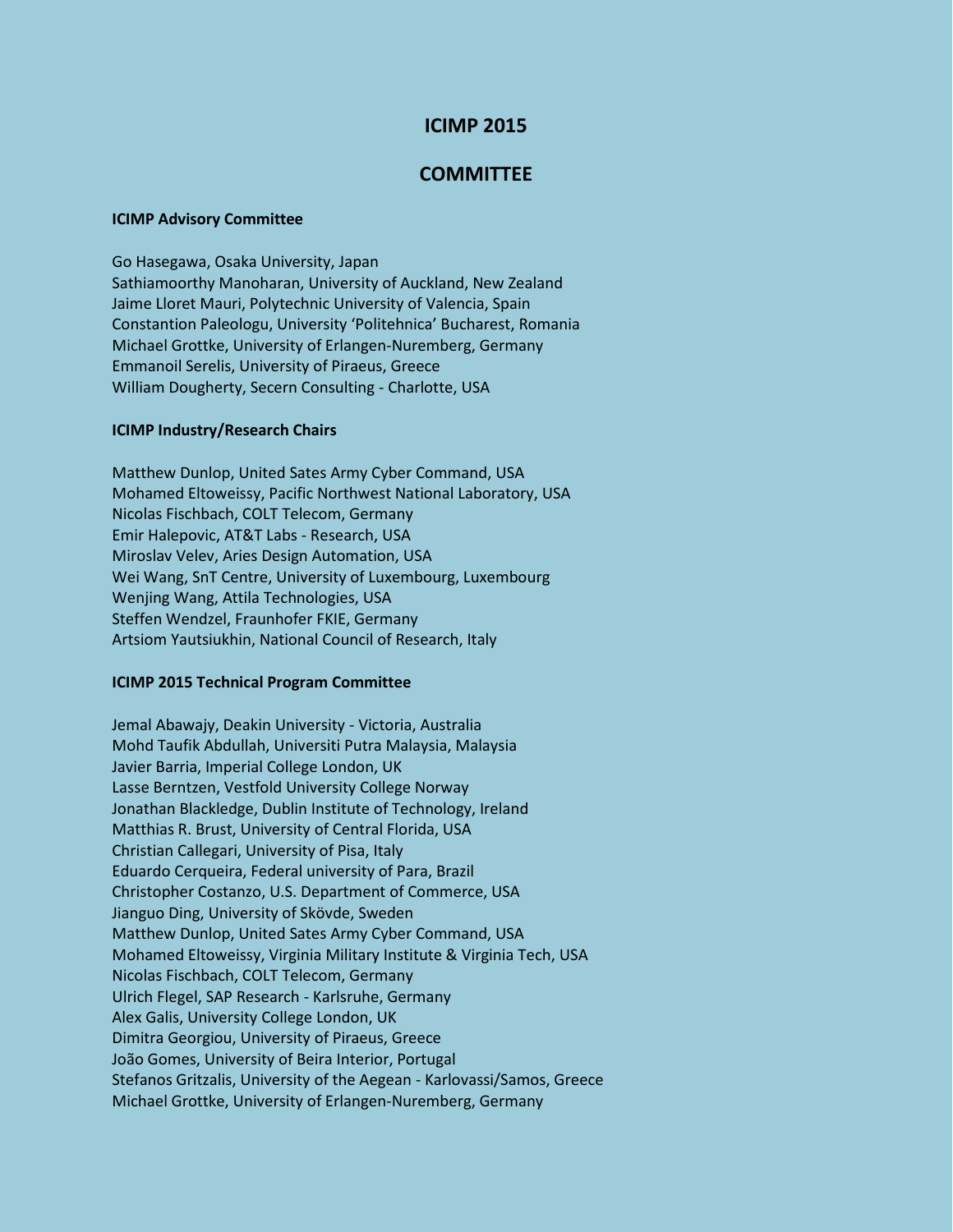# ICIMP 2015

## COMMITTEE

### ICIMP Advisory Committee

Go Hasegawa, Osaka University, Japan
Sathiamoorthy Manoharan, University of Auckland, New Zealand
Jaime Lloret Mauri, Polytechnic University of Valencia, Spain
Constantion Paleologu, University 'Politehnica' Bucharest, Romania
Michael Grottke, University of Erlangen-Nuremberg, Germany
Emmanoil Serelis, University of Piraeus, Greece
William Dougherty, Secern Consulting - Charlotte, USA

### ICIMP Industry/Research Chairs

Matthew Dunlop, United Sates Army Cyber Command, USA
Mohamed Eltoweissy, Pacific Northwest National Laboratory, USA
Nicolas Fischbach, COLT Telecom, Germany
Emir Halepovic, AT&T Labs - Research, USA
Miroslav Velev, Aries Design Automation, USA
Wei Wang, SnT Centre, University of Luxembourg, Luxembourg
Wenjing Wang, Attila Technologies, USA
Steffen Wendzel, Fraunhofer FKIE, Germany
Artsiom Yautsiukhin, National Council of Research, Italy

### ICIMP 2015 Technical Program Committee

Jemal Abawajy, Deakin University - Victoria, Australia
Mohd Taufik Abdullah, Universiti Putra Malaysia, Malaysia
Javier Barria, Imperial College London, UK
Lasse Berntzen, Vestfold University College Norway
Jonathan Blackledge, Dublin Institute of Technology, Ireland
Matthias R. Brust, University of Central Florida, USA
Christian Callegari, University of Pisa, Italy
Eduardo Cerqueira, Federal university of Para, Brazil
Christopher Costanzo, U.S. Department of Commerce, USA
Jianguo Ding, University of Skövde, Sweden
Matthew Dunlop, United Sates Army Cyber Command, USA
Mohamed Eltoweissy, Virginia Military Institute & Virginia Tech, USA
Nicolas Fischbach, COLT Telecom, Germany
Ulrich Flegel, SAP Research - Karlsruhe, Germany
Alex Galis, University College London, UK
Dimitra Georgiou, University of Piraeus, Greece
João Gomes, University of Beira Interior, Portugal
Stefanos Gritzalis, University of the Aegean - Karlovassi/Samos, Greece
Michael Grottke, University of Erlangen-Nuremberg, Germany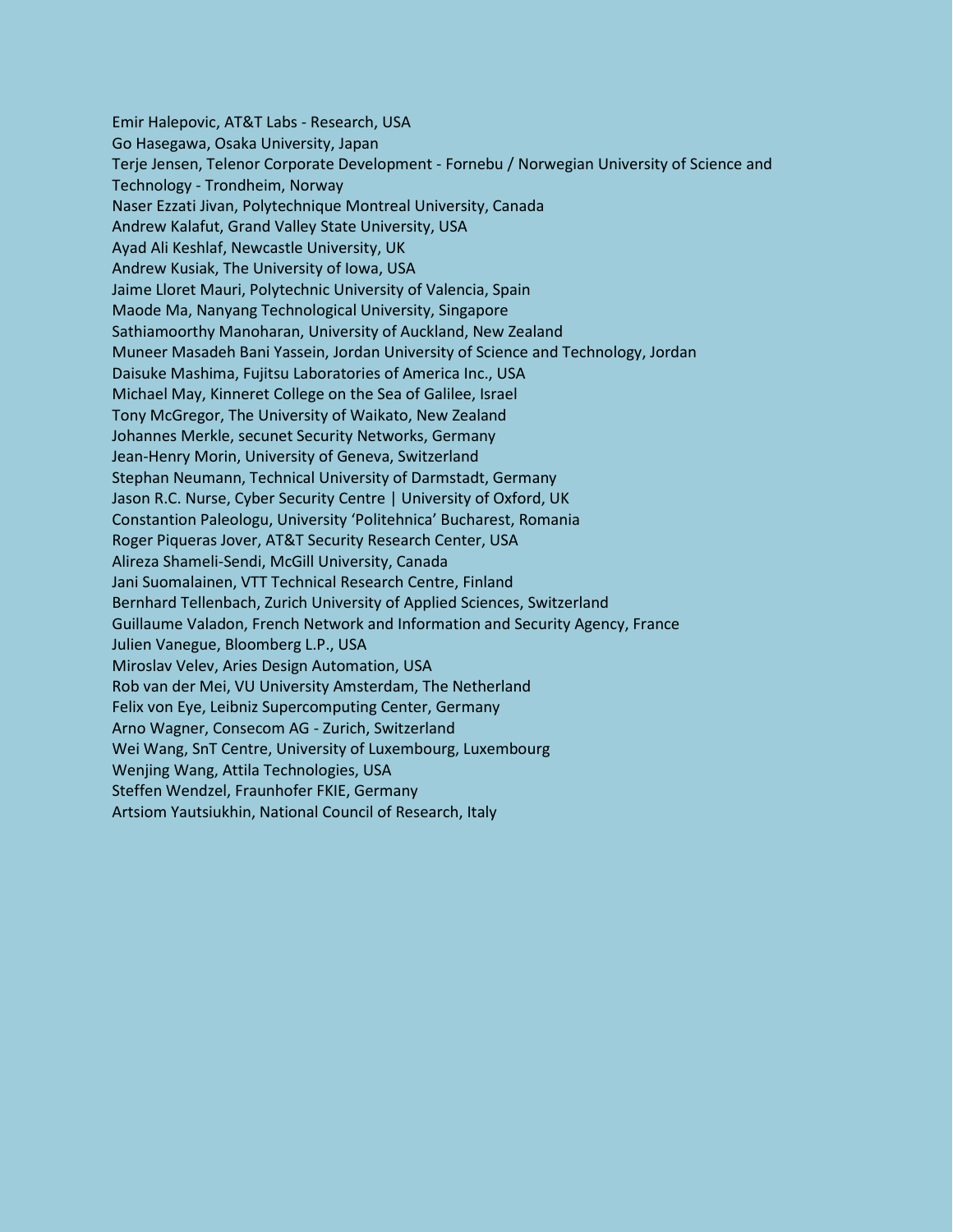Emir Halepovic, AT&T Labs - Research, USA
Go Hasegawa, Osaka University, Japan
Terje Jensen, Telenor Corporate Development - Fornebu / Norwegian University of Science and Technology - Trondheim, Norway
Naser Ezzati Jivan, Polytechnique Montreal University, Canada
Andrew Kalafut, Grand Valley State University, USA
Ayad Ali Keshlaf, Newcastle University, UK
Andrew Kusiak, The University of Iowa, USA
Jaime Lloret Mauri, Polytechnic University of Valencia, Spain
Maode Ma, Nanyang Technological University, Singapore
Sathiamoorthy Manoharan, University of Auckland, New Zealand
Muneer Masadeh Bani Yassein, Jordan University of Science and Technology, Jordan
Daisuke Mashima, Fujitsu Laboratories of America Inc., USA
Michael May, Kinneret College on the Sea of Galilee, Israel
Tony McGregor, The University of Waikato, New Zealand
Johannes Merkle, secunet Security Networks, Germany
Jean-Henry Morin, University of Geneva, Switzerland
Stephan Neumann, Technical University of Darmstadt, Germany
Jason R.C. Nurse, Cyber Security Centre | University of Oxford, UK
Constantion Paleologu, University 'Politehnica' Bucharest, Romania
Roger Piqueras Jover, AT&T Security Research Center, USA
Alireza Shameli-Sendi, McGill University, Canada
Jani Suomalainen, VTT Technical Research Centre, Finland
Bernhard Tellenbach, Zurich University of Applied Sciences, Switzerland
Guillaume Valadon, French Network and Information and Security Agency, France
Julien Vanegue, Bloomberg L.P., USA
Miroslav Velev, Aries Design Automation, USA
Rob van der Mei, VU University Amsterdam, The Netherland
Felix von Eye, Leibniz Supercomputing Center, Germany
Arno Wagner, Consecom AG - Zurich, Switzerland
Wei Wang, SnT Centre, University of Luxembourg, Luxembourg
Wenjing Wang, Attila Technologies, USA
Steffen Wendzel, Fraunhofer FKIE, Germany
Artsiom Yautsiukhin, National Council of Research, Italy